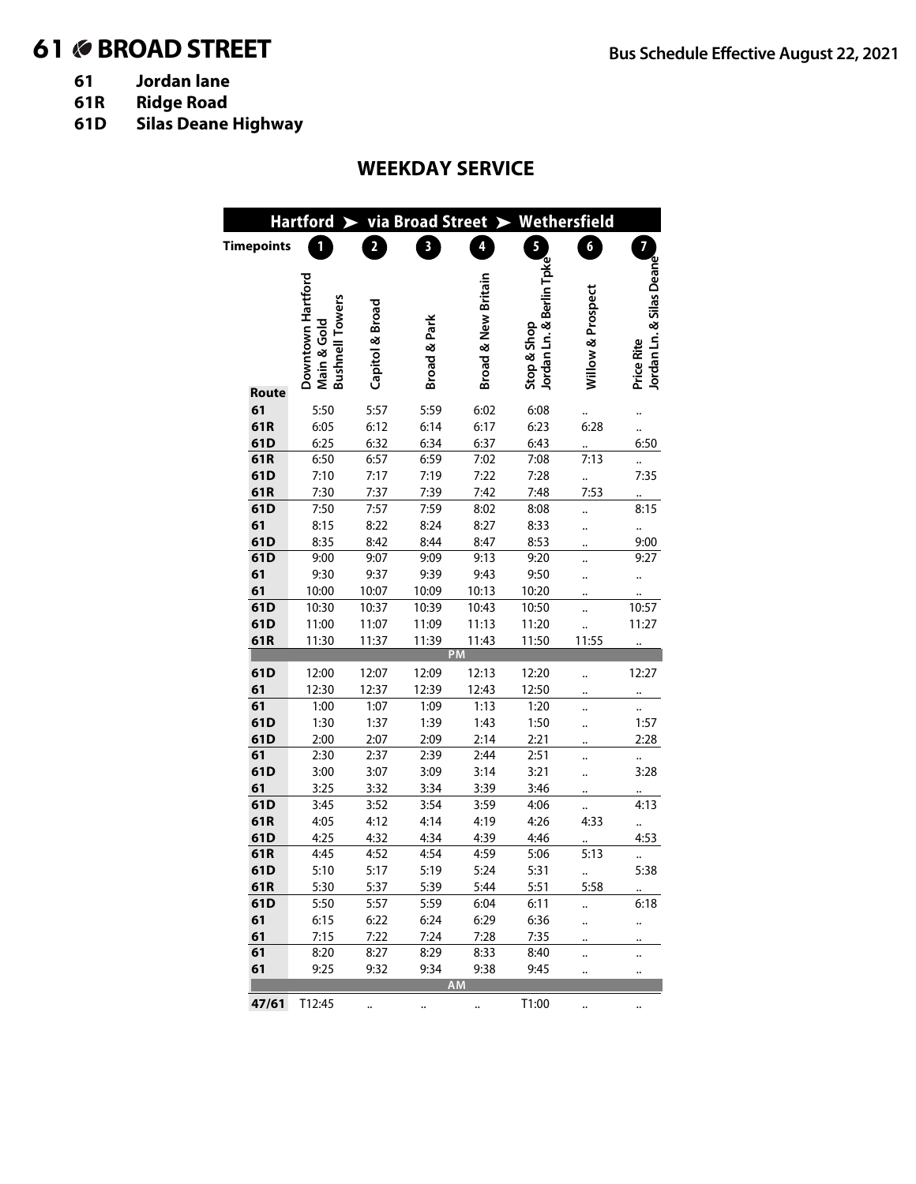# 61 BROAD STREET

**Bus Schedule Effective August 22, 2021**

**61 Jordan lane**
**61R Ridge Road**
**61D Silas Deane Highway**

## WEEKDAY SERVICE

| Hartford ➤ via Broad Street ➤ Wethersfield | | | | | | | |
|---|---|---|---|---|---|---|---|
| Timepoints | 1 | 2 | 3 | 4 | 5 | 6 | 7 |
| Route | Downtown Hartford Main & Gold Bushnell Towers | Capitol & Broad | Broad & Park | Broad & New Britain | Stop & Shop Jordan Ln. & Berlin Tpke | Willow & Prospect | Price Rite Jordan Ln. & Silas Deane |
| 61 | 5:50 | 5:57 | 5:59 | 6:02 | 6:08 | .. | .. |
| 61R | 6:05 | 6:12 | 6:14 | 6:17 | 6:23 | 6:28 | .. |
| 61D | 6:25 | 6:32 | 6:34 | 6:37 | 6:43 | .. | 6:50 |
| 61R | 6:50 | 6:57 | 6:59 | 7:02 | 7:08 | 7:13 | .. |
| 61D | 7:10 | 7:17 | 7:19 | 7:22 | 7:28 | .. | 7:35 |
| 61R | 7:30 | 7:37 | 7:39 | 7:42 | 7:48 | 7:53 | .. |
| 61D | 7:50 | 7:57 | 7:59 | 8:02 | 8:08 | .. | 8:15 |
| 61 | 8:15 | 8:22 | 8:24 | 8:27 | 8:33 | .. | .. |
| 61D | 8:35 | 8:42 | 8:44 | 8:47 | 8:53 | .. | 9:00 |
| 61D | 9:00 | 9:07 | 9:09 | 9:13 | 9:20 | .. | 9:27 |
| 61 | 9:30 | 9:37 | 9:39 | 9:43 | 9:50 | .. | .. |
| 61 | 10:00 | 10:07 | 10:09 | 10:13 | 10:20 | .. | .. |
| 61D | 10:30 | 10:37 | 10:39 | 10:43 | 10:50 | .. | 10:57 |
| 61D | 11:00 | 11:07 | 11:09 | 11:13 | 11:20 | .. | 11:27 |
| 61R | 11:30 | 11:37 | 11:39 | 11:43 | 11:50 | 11:55 | .. |
| PM | | | | | | | |
| 61D | 12:00 | 12:07 | 12:09 | 12:13 | 12:20 | .. | 12:27 |
| 61 | 12:30 | 12:37 | 12:39 | 12:43 | 12:50 | .. | .. |
| 61 | 1:00 | 1:07 | 1:09 | 1:13 | 1:20 | .. | .. |
| 61D | 1:30 | 1:37 | 1:39 | 1:43 | 1:50 | .. | 1:57 |
| 61D | 2:00 | 2:07 | 2:09 | 2:14 | 2:21 | .. | 2:28 |
| 61 | 2:30 | 2:37 | 2:39 | 2:44 | 2:51 | .. | .. |
| 61D | 3:00 | 3:07 | 3:09 | 3:14 | 3:21 | .. | 3:28 |
| 61 | 3:25 | 3:32 | 3:34 | 3:39 | 3:46 | .. | .. |
| 61D | 3:45 | 3:52 | 3:54 | 3:59 | 4:06 | .. | 4:13 |
| 61R | 4:05 | 4:12 | 4:14 | 4:19 | 4:26 | 4:33 | .. |
| 61D | 4:25 | 4:32 | 4:34 | 4:39 | 4:46 | .. | 4:53 |
| 61R | 4:45 | 4:52 | 4:54 | 4:59 | 5:06 | 5:13 | .. |
| 61D | 5:10 | 5:17 | 5:19 | 5:24 | 5:31 | .. | 5:38 |
| 61R | 5:30 | 5:37 | 5:39 | 5:44 | 5:51 | 5:58 | .. |
| 61D | 5:50 | 5:57 | 5:59 | 6:04 | 6:11 | .. | 6:18 |
| 61 | 6:15 | 6:22 | 6:24 | 6:29 | 6:36 | .. | .. |
| 61 | 7:15 | 7:22 | 7:24 | 7:28 | 7:35 | .. | .. |
| 61 | 8:20 | 8:27 | 8:29 | 8:33 | 8:40 | .. | .. |
| 61 | 9:25 | 9:32 | 9:34 | 9:38 | 9:45 | .. | .. |
| AM | | | | | | | |
| 47/61 | T12:45 | .. | .. | .. | T1:00 | .. | .. |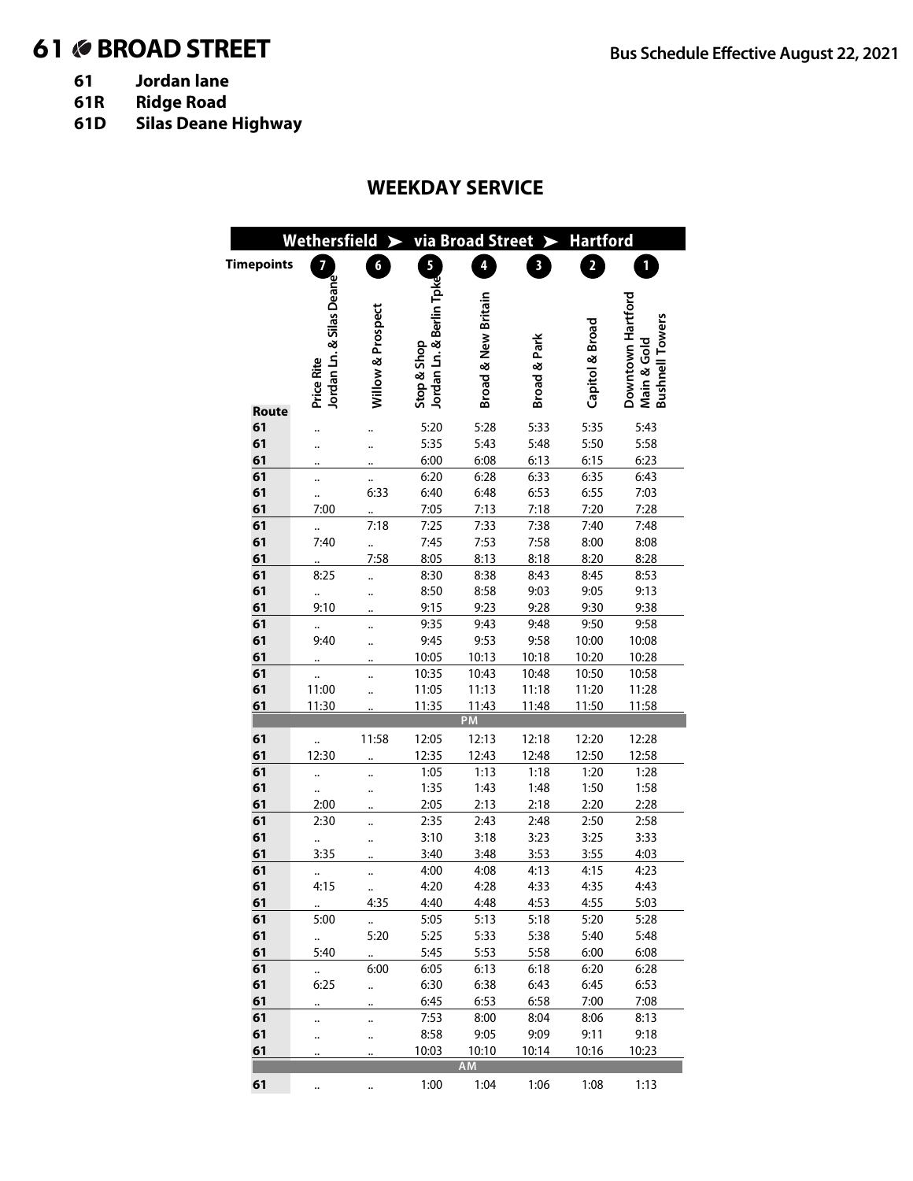# 61 BROAD STREET

**Bus Schedule Effective August 22, 2021**

- **61** Jordan lane
- **61R** Ridge Road
- **61D** Silas Deane Highway

## WEEKDAY SERVICE

**Wethersfield ➤ via Broad Street ➤ Hartford**

| Route | 7 Price Rite Jordan Ln. & Silas Deane | 6 Willow & Prospect | 5 Stop & Shop Jordan Ln. & Berlin Tpke | 4 Broad & New Britain | 3 Broad & Park | 2 Capitol & Broad | 1 Downtown Hartford Main & Gold Bushnell Towers |
|---|---|---|---|---|---|---|---|
| 61 | .. | .. | 5:20 | 5:28 | 5:33 | 5:35 | 5:43 |
| 61 | .. | .. | 5:35 | 5:43 | 5:48 | 5:50 | 5:58 |
| 61 | .. | .. | 6:00 | 6:08 | 6:13 | 6:15 | 6:23 |
| 61 | .. | .. | 6:20 | 6:28 | 6:33 | 6:35 | 6:43 |
| 61 | .. | 6:33 | 6:40 | 6:48 | 6:53 | 6:55 | 7:03 |
| 61 | 7:00 | .. | 7:05 | 7:13 | 7:18 | 7:20 | 7:28 |
| 61 | .. | 7:18 | 7:25 | 7:33 | 7:38 | 7:40 | 7:48 |
| 61 | 7:40 | .. | 7:45 | 7:53 | 7:58 | 8:00 | 8:08 |
| 61 | .. | 7:58 | 8:05 | 8:13 | 8:18 | 8:20 | 8:28 |
| 61 | 8:25 | .. | 8:30 | 8:38 | 8:43 | 8:45 | 8:53 |
| 61 | .. | .. | 8:50 | 8:58 | 9:03 | 9:05 | 9:13 |
| 61 | 9:10 | .. | 9:15 | 9:23 | 9:28 | 9:30 | 9:38 |
| 61 | .. | .. | 9:35 | 9:43 | 9:48 | 9:50 | 9:58 |
| 61 | 9:40 | .. | 9:45 | 9:53 | 9:58 | 10:00 | 10:08 |
| 61 | .. | .. | 10:05 | 10:13 | 10:18 | 10:20 | 10:28 |
| 61 | .. | .. | 10:35 | 10:43 | 10:48 | 10:50 | 10:58 |
| 61 | 11:00 | .. | 11:05 | 11:13 | 11:18 | 11:20 | 11:28 |
| 61 | 11:30 | .. | 11:35 | 11:43 | 11:48 | 11:50 | 11:58 |
| | | | | PM | | | |
| 61 | .. | 11:58 | 12:05 | 12:13 | 12:18 | 12:20 | 12:28 |
| 61 | 12:30 | .. | 12:35 | 12:43 | 12:48 | 12:50 | 12:58 |
| 61 | .. | .. | 1:05 | 1:13 | 1:18 | 1:20 | 1:28 |
| 61 | .. | .. | 1:35 | 1:43 | 1:48 | 1:50 | 1:58 |
| 61 | 2:00 | .. | 2:05 | 2:13 | 2:18 | 2:20 | 2:28 |
| 61 | 2:30 | .. | 2:35 | 2:43 | 2:48 | 2:50 | 2:58 |
| 61 | .. | .. | 3:10 | 3:18 | 3:23 | 3:25 | 3:33 |
| 61 | 3:35 | .. | 3:40 | 3:48 | 3:53 | 3:55 | 4:03 |
| 61 | .. | .. | 4:00 | 4:08 | 4:13 | 4:15 | 4:23 |
| 61 | 4:15 | .. | 4:20 | 4:28 | 4:33 | 4:35 | 4:43 |
| 61 | .. | 4:35 | 4:40 | 4:48 | 4:53 | 4:55 | 5:03 |
| 61 | 5:00 | .. | 5:05 | 5:13 | 5:18 | 5:20 | 5:28 |
| 61 | .. | 5:20 | 5:25 | 5:33 | 5:38 | 5:40 | 5:48 |
| 61 | 5:40 | .. | 5:45 | 5:53 | 5:58 | 6:00 | 6:08 |
| 61 | .. | 6:00 | 6:05 | 6:13 | 6:18 | 6:20 | 6:28 |
| 61 | 6:25 | .. | 6:30 | 6:38 | 6:43 | 6:45 | 6:53 |
| 61 | .. | .. | 6:45 | 6:53 | 6:58 | 7:00 | 7:08 |
| 61 | .. | .. | 7:53 | 8:00 | 8:04 | 8:06 | 8:13 |
| 61 | .. | .. | 8:58 | 9:05 | 9:09 | 9:11 | 9:18 |
| 61 | .. | .. | 10:03 | 10:10 | 10:14 | 10:16 | 10:23 |
| | | | | AM | | | |
| 61 | .. | .. | 1:00 | 1:04 | 1:06 | 1:08 | 1:13 |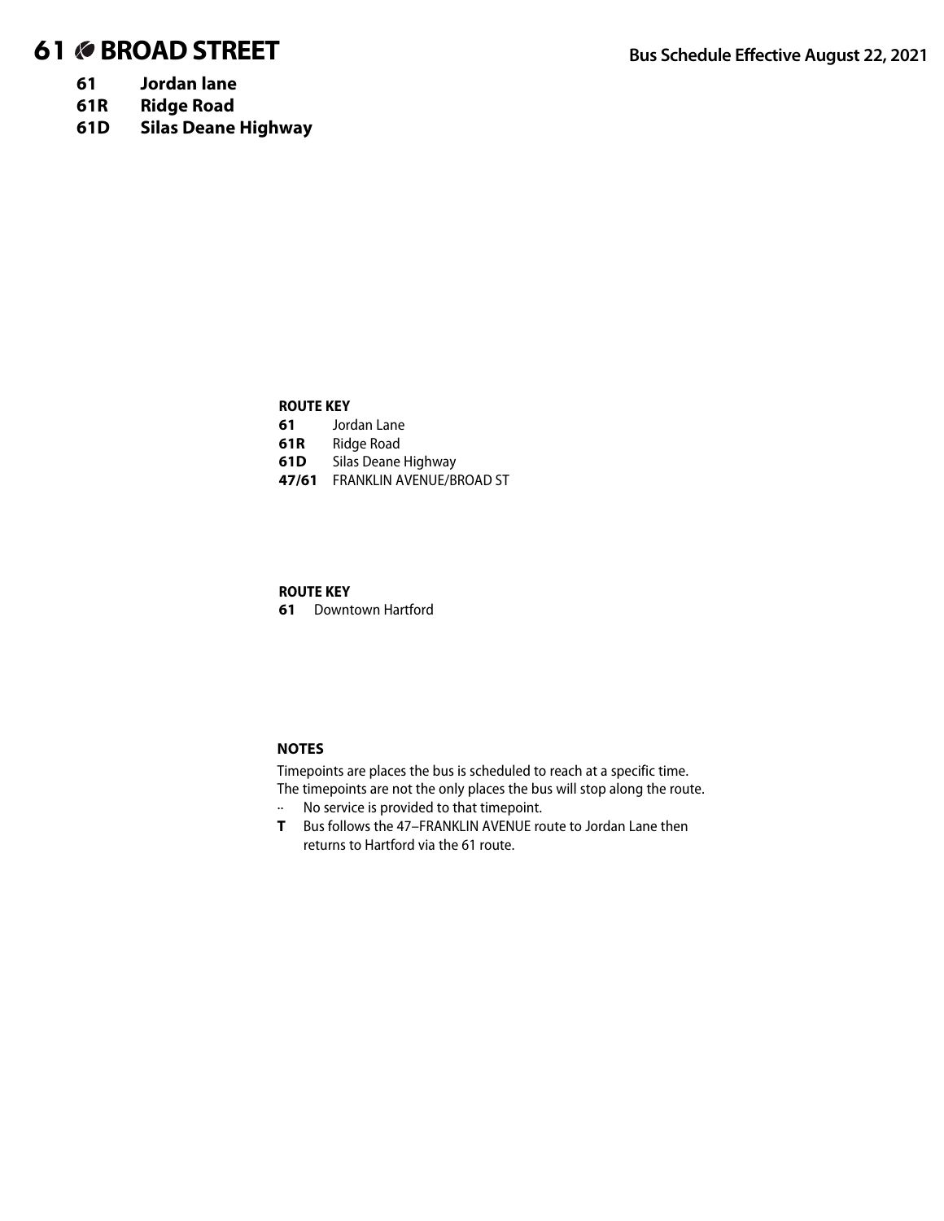# 61 BROAD STREET

Bus Schedule Effective August 22, 2021

**61 Jordan lane**
**61R Ridge Road**
**61D Silas Deane Highway**

**ROUTE KEY**

**61** Jordan Lane
**61R** Ridge Road
**61D** Silas Deane Highway
**47/61** FRANKLIN AVENUE/BROAD ST

**ROUTE KEY**

**61** Downtown Hartford

**NOTES**

Timepoints are places the bus is scheduled to reach at a specific time.
The timepoints are not the only places the bus will stop along the route.

- ·· No service is provided to that timepoint.
- **T** Bus follows the 47–FRANKLIN AVENUE route to Jordan Lane then returns to Hartford via the 61 route.